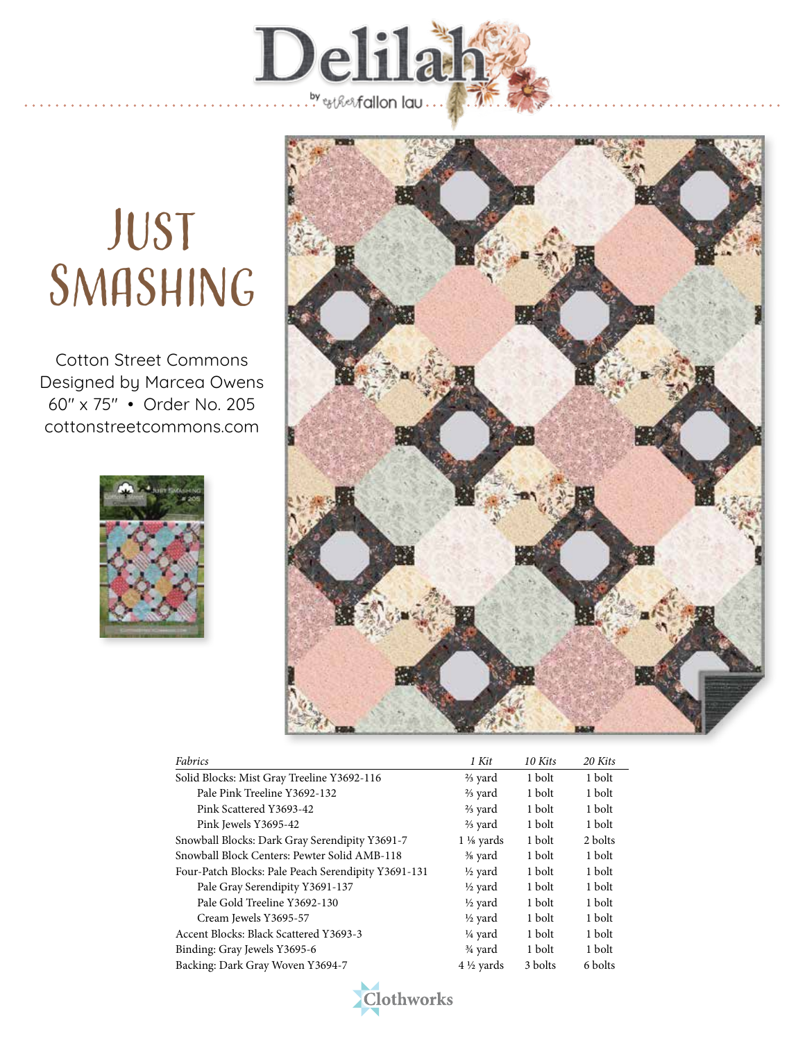# Delilah

by esther fallon lau

# Just Smashing

Cotton Street Commons
Designed by Marcea Owens
60″ x 75″ • Order No. 205
cottonstreetcommons.com

| *Fabrics* | *1 Kit* | *10 Kits* | *20 Kits* |
|---|---|---|---|
| Solid Blocks: Mist Gray Treeline Y3692-116 | ⅔ yard | 1 bolt | 1 bolt |
| Pale Pink Treeline Y3692-132 | ⅔ yard | 1 bolt | 1 bolt |
| Pink Scattered Y3693-42 | ⅔ yard | 1 bolt | 1 bolt |
| Pink Jewels Y3695-42 | ⅔ yard | 1 bolt | 1 bolt |
| Snowball Blocks: Dark Gray Serendipity Y3691-7 | 1 ⅛ yards | 1 bolt | 2 bolts |
| Snowball Block Centers: Pewter Solid AMB-118 | ⅜ yard | 1 bolt | 1 bolt |
| Four-Patch Blocks: Pale Peach Serendipity Y3691-131 | ½ yard | 1 bolt | 1 bolt |
| Pale Gray Serendipity Y3691-137 | ½ yard | 1 bolt | 1 bolt |
| Pale Gold Treeline Y3692-130 | ½ yard | 1 bolt | 1 bolt |
| Cream Jewels Y3695-57 | ½ yard | 1 bolt | 1 bolt |
| Accent Blocks: Black Scattered Y3693-3 | ¼ yard | 1 bolt | 1 bolt |
| Binding: Gray Jewels Y3695-6 | ¾ yard | 1 bolt | 1 bolt |
| Backing: Dark Gray Woven Y3694-7 | 4 ½ yards | 3 bolts | 6 bolts |

Clothworks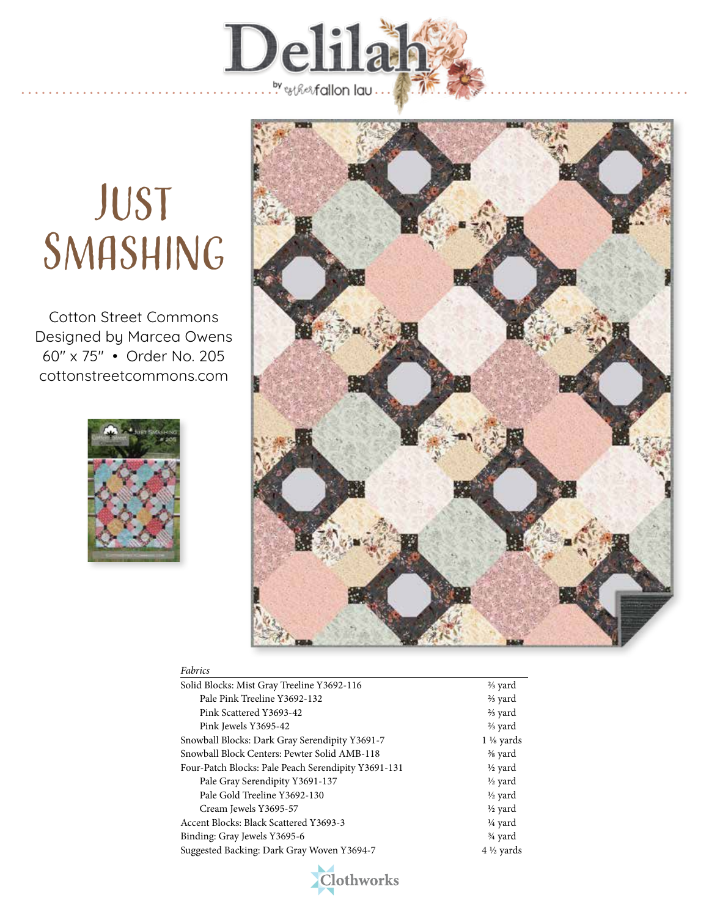# Delilah

by esther fallon lau

# Just Smashing

Cotton Street Commons
Designed by Marcea Owens
60″ x 75″ • Order No. 205
cottonstreetcommons.com

*Fabrics*

| | |
|---|---|
| Solid Blocks: Mist Gray Treeline Y3692-116 | ⅔ yard |
| Pale Pink Treeline Y3692-132 | ⅔ yard |
| Pink Scattered Y3693-42 | ⅔ yard |
| Pink Jewels Y3695-42 | ⅔ yard |
| Snowball Blocks: Dark Gray Serendipity Y3691-7 | 1 ⅛ yards |
| Snowball Block Centers: Pewter Solid AMB-118 | ⅜ yard |
| Four-Patch Blocks: Pale Peach Serendipity Y3691-131 | ½ yard |
| Pale Gray Serendipity Y3691-137 | ½ yard |
| Pale Gold Treeline Y3692-130 | ½ yard |
| Cream Jewels Y3695-57 | ½ yard |
| Accent Blocks: Black Scattered Y3693-3 | ¼ yard |
| Binding: Gray Jewels Y3695-6 | ¾ yard |
| Suggested Backing: Dark Gray Woven Y3694-7 | 4 ½ yards |

Clothworks